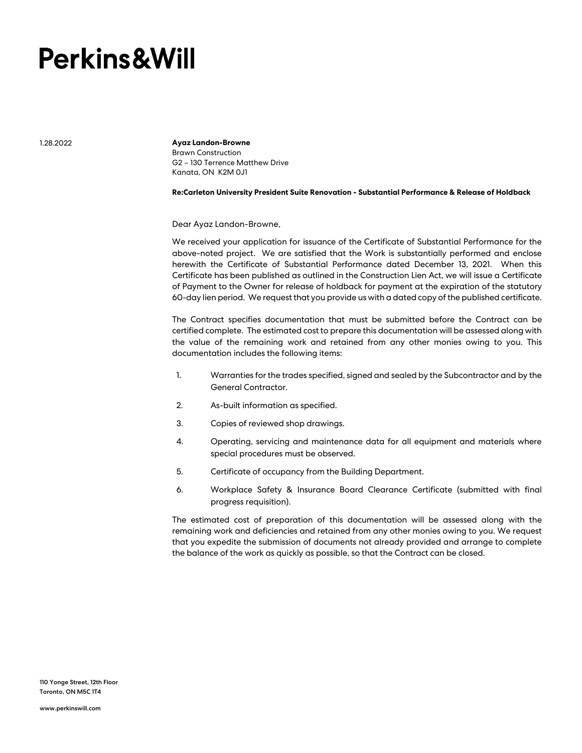# Perkins&Will

1.28.2022

**Ayaz Landon-Browne**
Brawn Construction
G2 – 130 Terrence Matthew Drive
Kanata, ON K2M 0J1

**Re:Carleton University President Suite Renovation - Substantial Performance & Release of Holdback**

Dear Ayaz Landon-Browne,

We received your application for issuance of the Certificate of Substantial Performance for the above-noted project. We are satisfied that the Work is substantially performed and enclose herewith the Certificate of Substantial Performance dated December 13, 2021. When this Certificate has been published as outlined in the Construction Lien Act, we will issue a Certificate of Payment to the Owner for release of holdback for payment at the expiration of the statutory 60-day lien period. We request that you provide us with a dated copy of the published certificate.

The Contract specifies documentation that must be submitted before the Contract can be certified complete. The estimated cost to prepare this documentation will be assessed along with the value of the remaining work and retained from any other monies owing to you. This documentation includes the following items:

1. Warranties for the trades specified, signed and sealed by the Subcontractor and by the General Contractor.
2. As-built information as specified.
3. Copies of reviewed shop drawings.
4. Operating, servicing and maintenance data for all equipment and materials where special procedures must be observed.
5. Certificate of occupancy from the Building Department.
6. Workplace Safety & Insurance Board Clearance Certificate (submitted with final progress requisition).

The estimated cost of preparation of this documentation will be assessed along with the remaining work and deficiencies and retained from any other monies owing to you. We request that you expedite the submission of documents not already provided and arrange to complete the balance of the work as quickly as possible, so that the Contract can be closed.

110 Yonge Street, 12th Floor
Toronto, ON M5C 1T4

www.perkinswill.com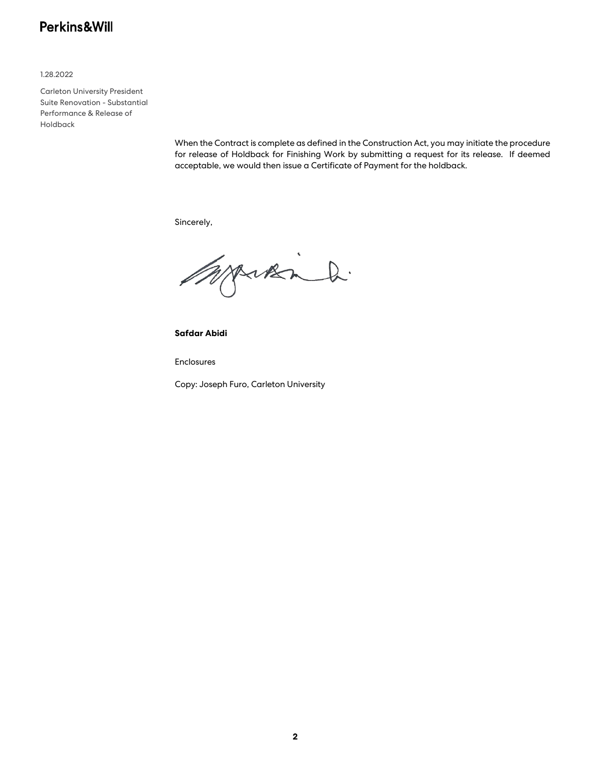When the Contract is complete as defined in the Construction Act, you may initiate the procedure for release of Holdback for Finishing Work by submitting a request for its release. If deemed acceptable, we would then issue a Certificate of Payment for the holdback.

Sincerely,

**Safdar Abidi**

Enclosures

Copy: Joseph Furo, Carleton University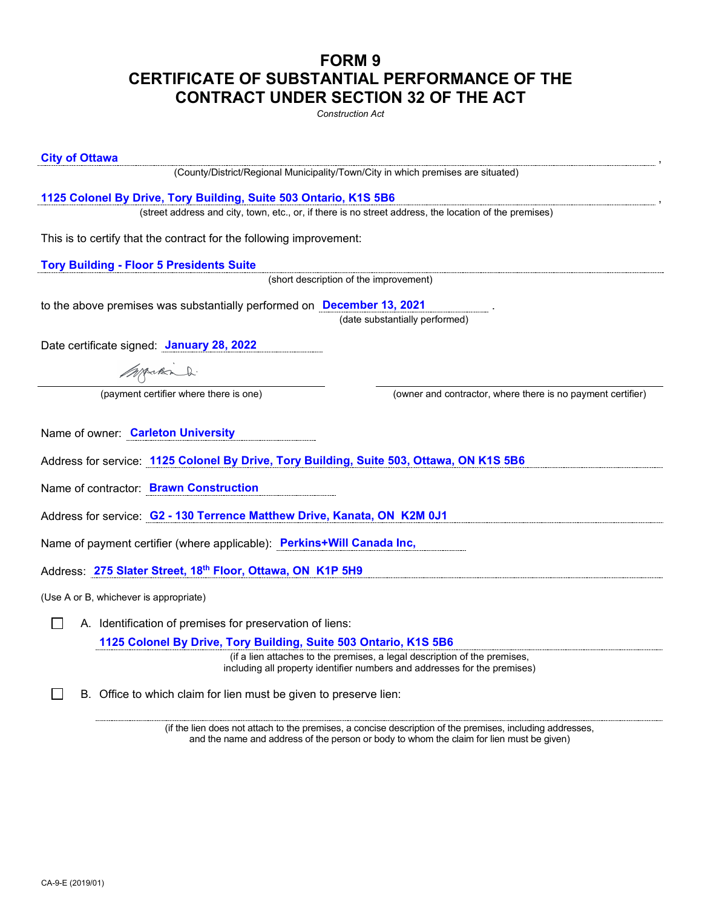# FORM 9
# CERTIFICATE OF SUBSTANTIAL PERFORMANCE OF THE CONTRACT UNDER SECTION 32 OF THE ACT

*Construction Act*

**City of Ottawa** ,
(County/District/Regional Municipality/Town/City in which premises are situated)

**1125 Colonel By Drive, Tory Building, Suite 503 Ontario, K1S 5B6** ,
(street address and city, town, etc., or, if there is no street address, the location of the premises)

This is to certify that the contract for the following improvement:

**Tory Building - Floor 5 Presidents Suite**
(short description of the improvement)

to the above premises was substantially performed on **December 13, 2021** .
(date substantially performed)

Date certificate signed: **January 28, 2022**

| | |
|---|---|
| (payment certifier where there is one) | (owner and contractor, where there is no payment certifier) |

Name of owner: **Carleton University**

Address for service: **1125 Colonel By Drive, Tory Building, Suite 503, Ottawa, ON K1S 5B6**

Name of contractor: **Brawn Construction**

Address for service: **G2 - 130 Terrence Matthew Drive, Kanata, ON K2M 0J1**

Name of payment certifier (where applicable): **Perkins+Will Canada Inc,**

Address: **275 Slater Street, 18th Floor, Ottawa, ON K1P 5H9**

(Use A or B, whichever is appropriate)

☐ A. Identification of premises for preservation of liens:

**1125 Colonel By Drive, Tory Building, Suite 503 Ontario, K1S 5B6**
(if a lien attaches to the premises, a legal description of the premises, including all property identifier numbers and addresses for the premises)

☐ B. Office to which claim for lien must be given to preserve lien:

(if the lien does not attach to the premises, a concise description of the premises, including addresses, and the name and address of the person or body to whom the claim for lien must be given)

CA-9-E (2019/01)